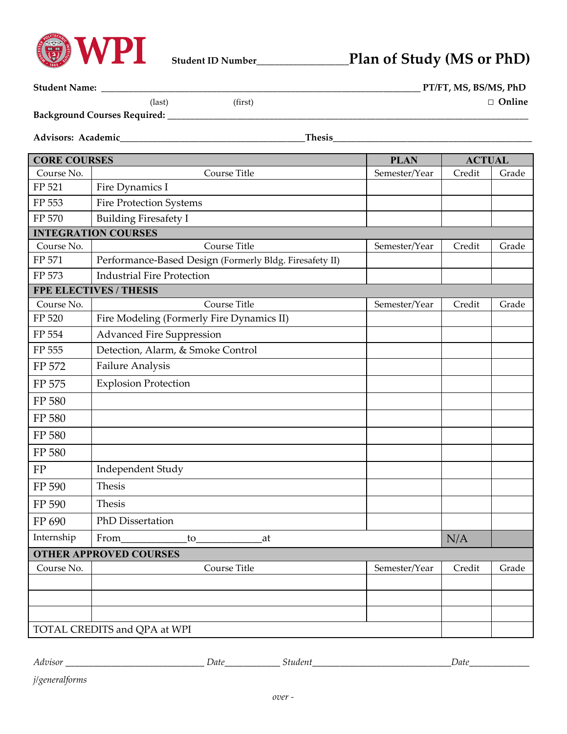**WPI** Student ID Number________________ **Plan of Study (MS or PhD)**

**Student Name:** ______________________________________________ **PT/FT, MS, BS/MS, PhD**

(last) (first) ☐ **Online**

**Background Courses Required:** ______________________________________________

**Advisors: Academic**______________________________ **Thesis**______________________________

| **CORE COURSES** | | **PLAN** | **ACTUAL** | |
|---|---|---|---|---|
| Course No. | Course Title | Semester/Year | Credit | Grade |
| FP 521 | Fire Dynamics I | | | |
| FP 553 | Fire Protection Systems | | | |
| FP 570 | Building Firesafety I | | | |
| **INTEGRATION COURSES** | | | | |
| Course No. | Course Title | Semester/Year | Credit | Grade |
| FP 571 | Performance-Based Design (Formerly Bldg. Firesafety II) | | | |
| FP 573 | Industrial Fire Protection | | | |
| **FPE ELECTIVES / THESIS** | | | | |
| Course No. | Course Title | Semester/Year | Credit | Grade |
| FP 520 | Fire Modeling (Formerly Fire Dynamics II) | | | |
| FP 554 | Advanced Fire Suppression | | | |
| FP 555 | Detection, Alarm, & Smoke Control | | | |
| FP 572 | Failure Analysis | | | |
| FP 575 | Explosion Protection | | | |
| FP 580 | | | | |
| FP 580 | | | | |
| FP 580 | | | | |
| FP 580 | | | | |
| FP | Independent Study | | | |
| FP 590 | Thesis | | | |
| FP 590 | Thesis | | | |
| FP 690 | PhD Dissertation | | | |
| Internship | From____________to____________at | | N/A | |
| **OTHER APPROVED COURSES** | | | | |
| Course No. | Course Title | Semester/Year | Credit | Grade |
| | | | | |
| | | | | |
| | | | | |
| TOTAL CREDITS and QPA at WPI | | | | |

*Advisor* ____________________________ *Date*___________ *Student*____________________________ *Date*____________

*j/generalforms*

*over -*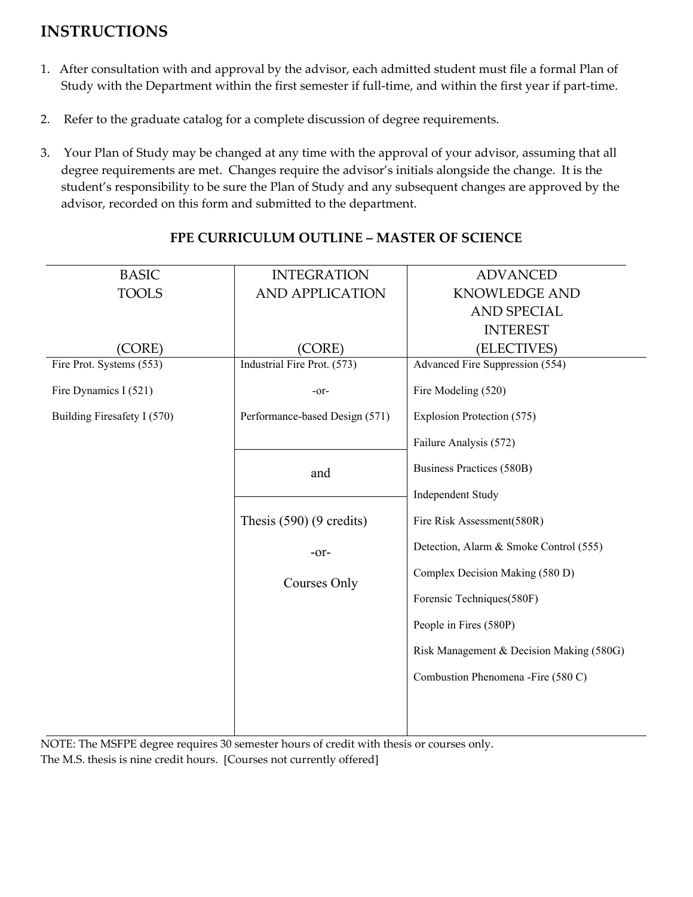## INSTRUCTIONS

1. After consultation with and approval by the advisor, each admitted student must file a formal Plan of Study with the Department within the first semester if full-time, and within the first year if part-time.

2. Refer to the graduate catalog for a complete discussion of degree requirements.

3. Your Plan of Study may be changed at any time with the approval of your advisor, assuming that all degree requirements are met. Changes require the advisor's initials alongside the change. It is the student's responsibility to be sure the Plan of Study and any subsequent changes are approved by the advisor, recorded on this form and submitted to the department.

### FPE CURRICULUM OUTLINE – MASTER OF SCIENCE

| BASIC TOOLS (CORE) | INTEGRATION AND APPLICATION (CORE) | ADVANCED KNOWLEDGE AND AND SPECIAL INTEREST (ELECTIVES) |
|---|---|---|
| Fire Prot. Systems (553) | Industrial Fire Prot. (573) | Advanced Fire Suppression (554) |
| Fire Dynamics I (521) | -or- | Fire Modeling (520) |
| Building Firesafety I (570) | Performance-based Design (571) | Explosion Protection (575) |
| | | Failure Analysis (572) |
| | and | Business Practices (580B) |
| | | Independent Study |
| | Thesis (590) (9 credits) | Fire Risk Assessment(580R) |
| | -or- | Detection, Alarm & Smoke Control (555) |
| | Courses Only | Complex Decision Making (580 D) |
| | | Forensic Techniques(580F) |
| | | People in Fires (580P) |
| | | Risk Management & Decision Making (580G) |
| | | Combustion Phenomena -Fire (580 C) |

NOTE: The MSFPE degree requires 30 semester hours of credit with thesis or courses only.
The M.S. thesis is nine credit hours. [Courses not currently offered]